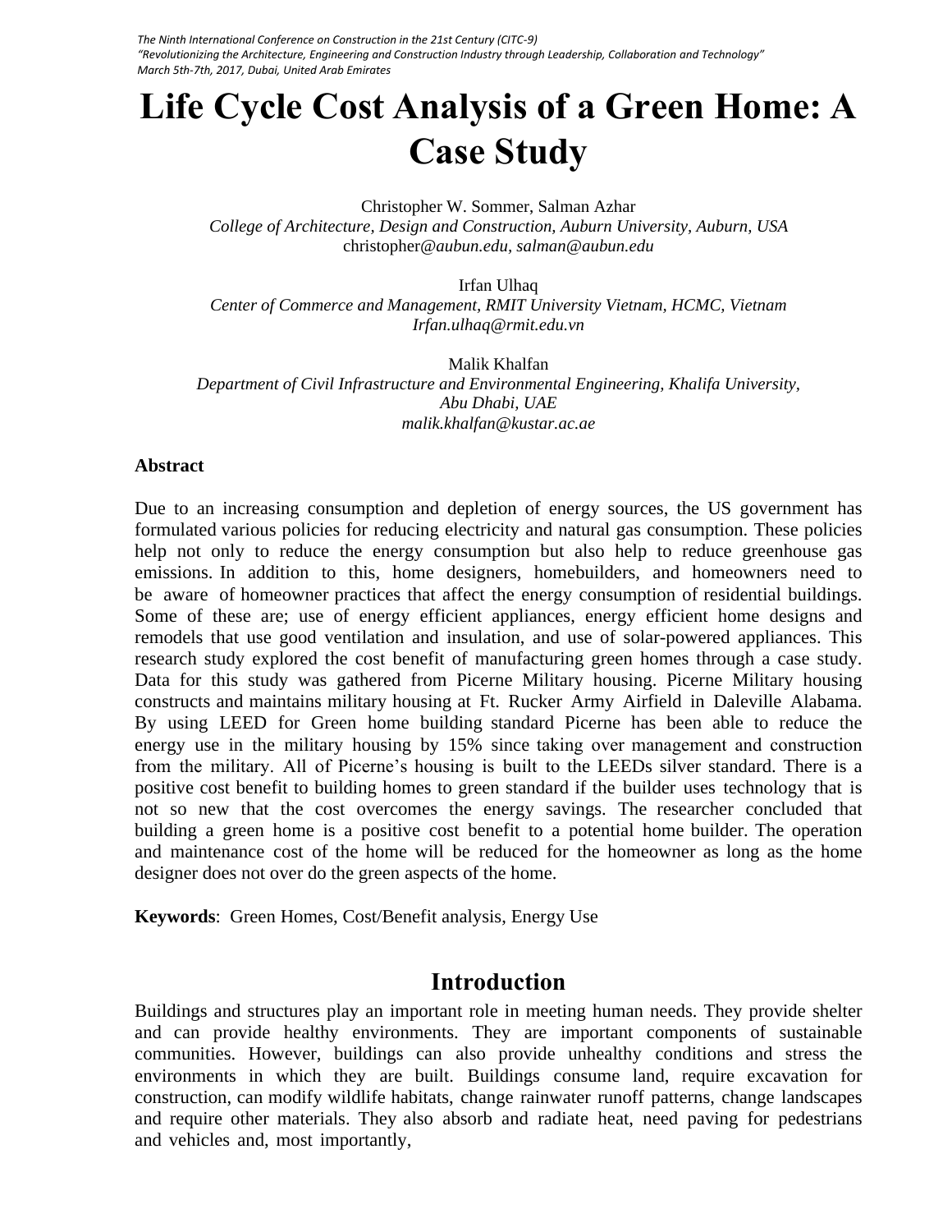# Life Cycle Cost Analysis of a Green Home: A Case Study

Christopher W. Sommer, Salman Azhar
*College of Architecture, Design and Construction, Auburn University, Auburn, USA*
christopher@*aubun.edu, salman@aubun.edu*

Irfan Ulhaq
*Center of Commerce and Management, RMIT University Vietnam, HCMC, Vietnam*
*Irfan.ulhaq@rmit.edu.vn*

Malik Khalfan
*Department of Civil Infrastructure and Environmental Engineering, Khalifa University, Abu Dhabi, UAE*
*malik.khalfan@kustar.ac.ae*

## Abstract

Due to an increasing consumption and depletion of energy sources, the US government has formulated various policies for reducing electricity and natural gas consumption. These policies help not only to reduce the energy consumption but also help to reduce greenhouse gas emissions. In addition to this, home designers, homebuilders, and homeowners need to be aware of homeowner practices that affect the energy consumption of residential buildings. Some of these are; use of energy efficient appliances, energy efficient home designs and remodels that use good ventilation and insulation, and use of solar-powered appliances. This research study explored the cost benefit of manufacturing green homes through a case study. Data for this study was gathered from Picerne Military housing. Picerne Military housing constructs and maintains military housing at Ft. Rucker Army Airfield in Daleville Alabama. By using LEED for Green home building standard Picerne has been able to reduce the energy use in the military housing by 15% since taking over management and construction from the military. All of Picerne's housing is built to the LEEDs silver standard. There is a positive cost benefit to building homes to green standard if the builder uses technology that is not so new that the cost overcomes the energy savings. The researcher concluded that building a green home is a positive cost benefit to a potential home builder. The operation and maintenance cost of the home will be reduced for the homeowner as long as the home designer does not over do the green aspects of the home.

**Keywords**: Green Homes, Cost/Benefit analysis, Energy Use

## Introduction

Buildings and structures play an important role in meeting human needs. They provide shelter and can provide healthy environments. They are important components of sustainable communities. However, buildings can also provide unhealthy conditions and stress the environments in which they are built. Buildings consume land, require excavation for construction, can modify wildlife habitats, change rainwater runoff patterns, change landscapes and require other materials. They also absorb and radiate heat, need paving for pedestrians and vehicles and, most importantly,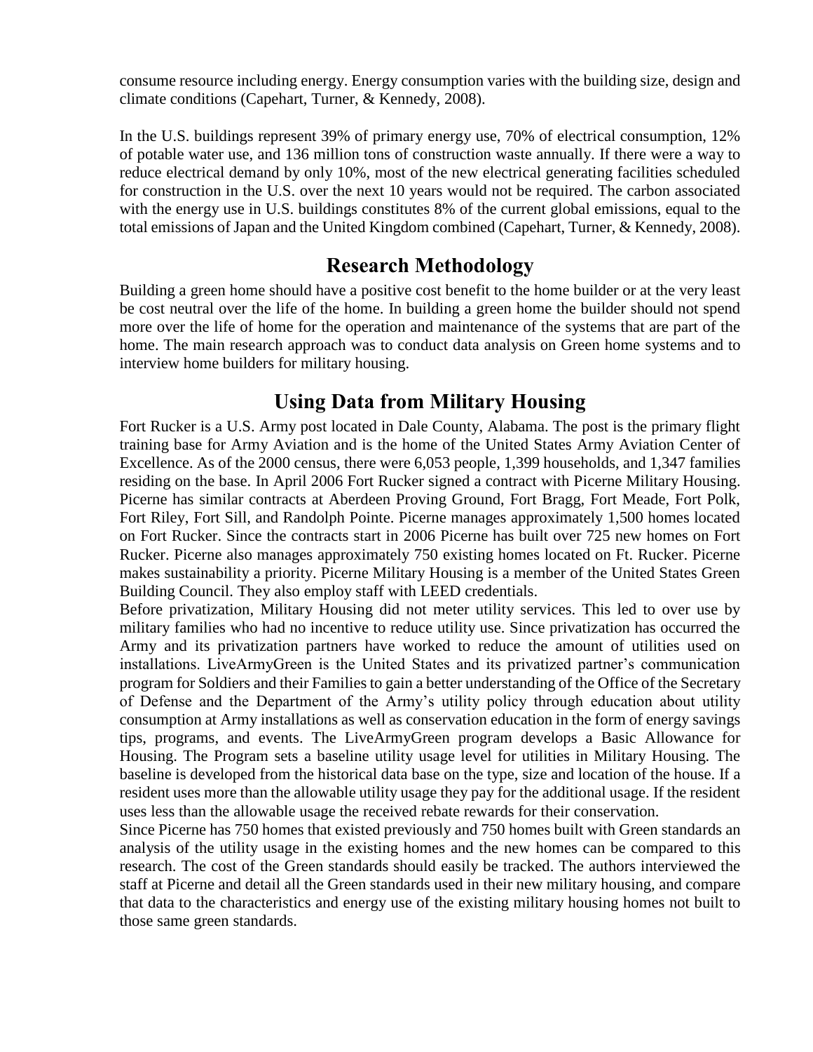consume resource including energy. Energy consumption varies with the building size, design and climate conditions (Capehart, Turner, & Kennedy, 2008).

In the U.S. buildings represent 39% of primary energy use, 70% of electrical consumption, 12% of potable water use, and 136 million tons of construction waste annually. If there were a way to reduce electrical demand by only 10%, most of the new electrical generating facilities scheduled for construction in the U.S. over the next 10 years would not be required. The carbon associated with the energy use in U.S. buildings constitutes 8% of the current global emissions, equal to the total emissions of Japan and the United Kingdom combined (Capehart, Turner, & Kennedy, 2008).

## Research Methodology

Building a green home should have a positive cost benefit to the home builder or at the very least be cost neutral over the life of the home. In building a green home the builder should not spend more over the life of home for the operation and maintenance of the systems that are part of the home. The main research approach was to conduct data analysis on Green home systems and to interview home builders for military housing.

## Using Data from Military Housing

Fort Rucker is a U.S. Army post located in Dale County, Alabama. The post is the primary flight training base for Army Aviation and is the home of the United States Army Aviation Center of Excellence. As of the 2000 census, there were 6,053 people, 1,399 households, and 1,347 families residing on the base. In April 2006 Fort Rucker signed a contract with Picerne Military Housing. Picerne has similar contracts at Aberdeen Proving Ground, Fort Bragg, Fort Meade, Fort Polk, Fort Riley, Fort Sill, and Randolph Pointe. Picerne manages approximately 1,500 homes located on Fort Rucker. Since the contracts start in 2006 Picerne has built over 725 new homes on Fort Rucker. Picerne also manages approximately 750 existing homes located on Ft. Rucker. Picerne makes sustainability a priority. Picerne Military Housing is a member of the United States Green Building Council. They also employ staff with LEED credentials.

Before privatization, Military Housing did not meter utility services. This led to over use by military families who had no incentive to reduce utility use. Since privatization has occurred the Army and its privatization partners have worked to reduce the amount of utilities used on installations. LiveArmyGreen is the United States and its privatized partner's communication program for Soldiers and their Families to gain a better understanding of the Office of the Secretary of Defense and the Department of the Army's utility policy through education about utility consumption at Army installations as well as conservation education in the form of energy savings tips, programs, and events. The LiveArmyGreen program develops a Basic Allowance for Housing. The Program sets a baseline utility usage level for utilities in Military Housing. The baseline is developed from the historical data base on the type, size and location of the house. If a resident uses more than the allowable utility usage they pay for the additional usage. If the resident uses less than the allowable usage the received rebate rewards for their conservation.

Since Picerne has 750 homes that existed previously and 750 homes built with Green standards an analysis of the utility usage in the existing homes and the new homes can be compared to this research. The cost of the Green standards should easily be tracked. The authors interviewed the staff at Picerne and detail all the Green standards used in their new military housing, and compare that data to the characteristics and energy use of the existing military housing homes not built to those same green standards.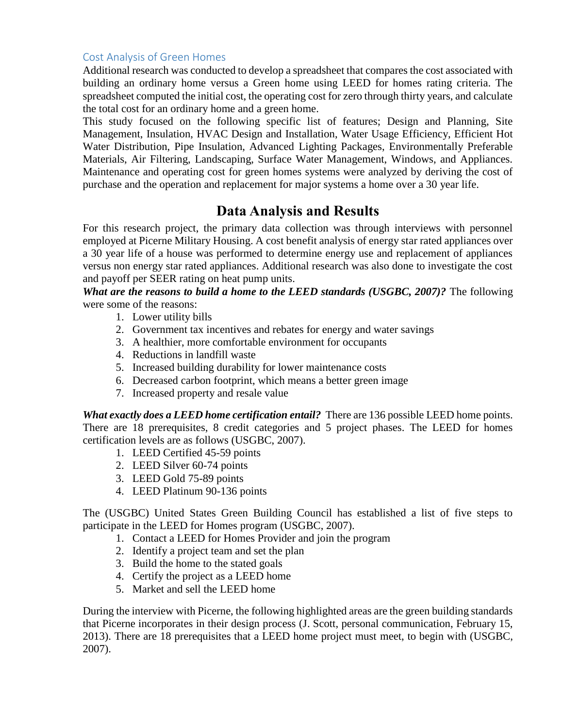### Cost Analysis of Green Homes

Additional research was conducted to develop a spreadsheet that compares the cost associated with building an ordinary home versus a Green home using LEED for homes rating criteria. The spreadsheet computed the initial cost, the operating cost for zero through thirty years, and calculate the total cost for an ordinary home and a green home.

This study focused on the following specific list of features; Design and Planning, Site Management, Insulation, HVAC Design and Installation, Water Usage Efficiency, Efficient Hot Water Distribution, Pipe Insulation, Advanced Lighting Packages, Environmentally Preferable Materials, Air Filtering, Landscaping, Surface Water Management, Windows, and Appliances. Maintenance and operating cost for green homes systems were analyzed by deriving the cost of purchase and the operation and replacement for major systems a home over a 30 year life.

## Data Analysis and Results

For this research project, the primary data collection was through interviews with personnel employed at Picerne Military Housing. A cost benefit analysis of energy star rated appliances over a 30 year life of a house was performed to determine energy use and replacement of appliances versus non energy star rated appliances. Additional research was also done to investigate the cost and payoff per SEER rating on heat pump units.

***What are the reasons to build a home to the LEED standards (USGBC, 2007)?*** The following were some of the reasons:

1. Lower utility bills
2. Government tax incentives and rebates for energy and water savings
3. A healthier, more comfortable environment for occupants
4. Reductions in landfill waste
5. Increased building durability for lower maintenance costs
6. Decreased carbon footprint, which means a better green image
7. Increased property and resale value

***What exactly does a LEED home certification entail?*** There are 136 possible LEED home points. There are 18 prerequisites, 8 credit categories and 5 project phases. The LEED for homes certification levels are as follows (USGBC, 2007).

1. LEED Certified 45-59 points
2. LEED Silver 60-74 points
3. LEED Gold 75-89 points
4. LEED Platinum 90-136 points

The (USGBC) United States Green Building Council has established a list of five steps to participate in the LEED for Homes program (USGBC, 2007).

1. Contact a LEED for Homes Provider and join the program
2. Identify a project team and set the plan
3. Build the home to the stated goals
4. Certify the project as a LEED home
5. Market and sell the LEED home

During the interview with Picerne, the following highlighted areas are the green building standards that Picerne incorporates in their design process (J. Scott, personal communication, February 15, 2013). There are 18 prerequisites that a LEED home project must meet, to begin with (USGBC, 2007).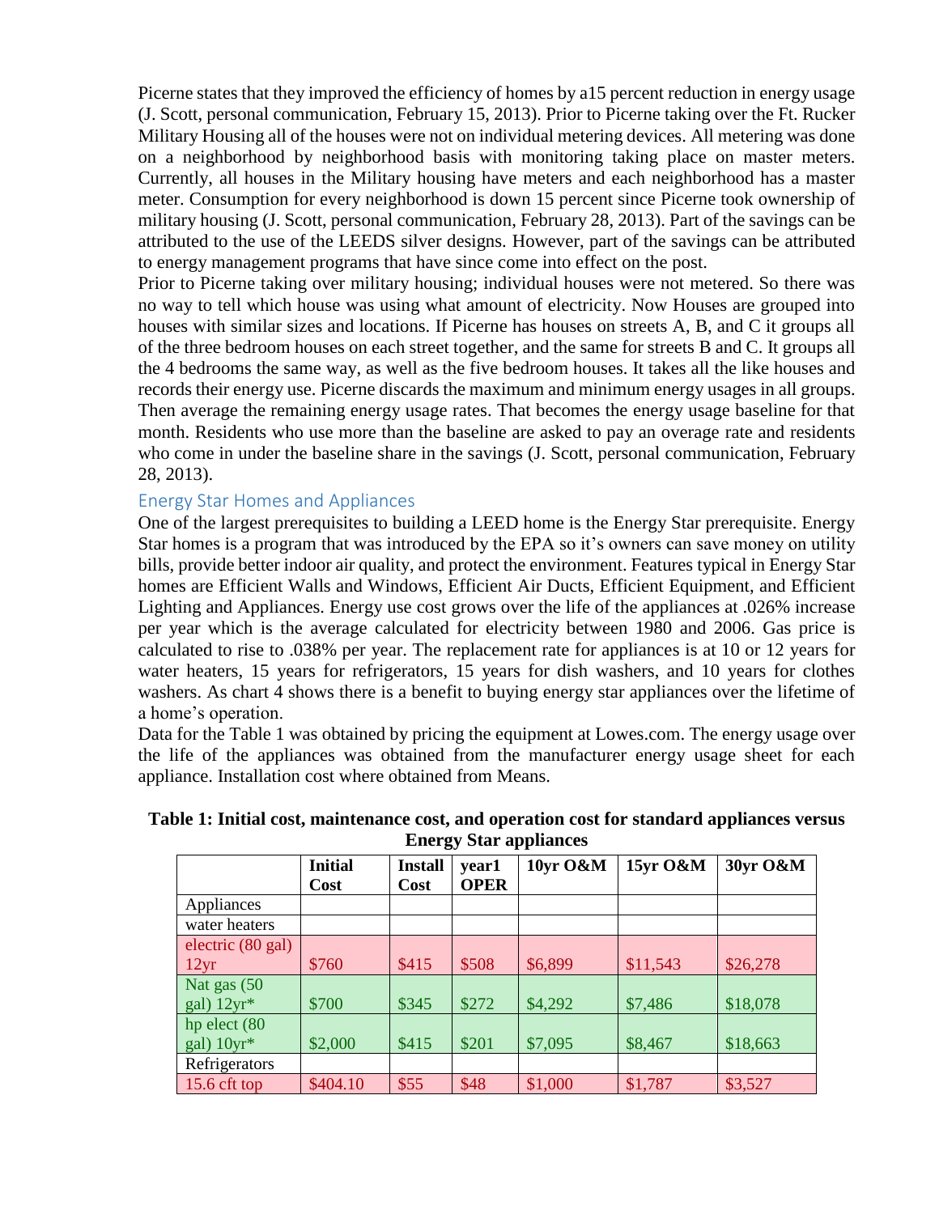Picerne states that they improved the efficiency of homes by a15 percent reduction in energy usage (J. Scott, personal communication, February 15, 2013). Prior to Picerne taking over the Ft. Rucker Military Housing all of the houses were not on individual metering devices. All metering was done on a neighborhood by neighborhood basis with monitoring taking place on master meters. Currently, all houses in the Military housing have meters and each neighborhood has a master meter. Consumption for every neighborhood is down 15 percent since Picerne took ownership of military housing (J. Scott, personal communication, February 28, 2013). Part of the savings can be attributed to the use of the LEEDS silver designs. However, part of the savings can be attributed to energy management programs that have since come into effect on the post.

Prior to Picerne taking over military housing; individual houses were not metered. So there was no way to tell which house was using what amount of electricity. Now Houses are grouped into houses with similar sizes and locations. If Picerne has houses on streets A, B, and C it groups all of the three bedroom houses on each street together, and the same for streets B and C. It groups all the 4 bedrooms the same way, as well as the five bedroom houses. It takes all the like houses and records their energy use. Picerne discards the maximum and minimum energy usages in all groups. Then average the remaining energy usage rates. That becomes the energy usage baseline for that month. Residents who use more than the baseline are asked to pay an overage rate and residents who come in under the baseline share in the savings (J. Scott, personal communication, February 28, 2013).

## Energy Star Homes and Appliances

One of the largest prerequisites to building a LEED home is the Energy Star prerequisite. Energy Star homes is a program that was introduced by the EPA so it's owners can save money on utility bills, provide better indoor air quality, and protect the environment. Features typical in Energy Star homes are Efficient Walls and Windows, Efficient Air Ducts, Efficient Equipment, and Efficient Lighting and Appliances. Energy use cost grows over the life of the appliances at .026% increase per year which is the average calculated for electricity between 1980 and 2006. Gas price is calculated to rise to .038% per year. The replacement rate for appliances is at 10 or 12 years for water heaters, 15 years for refrigerators, 15 years for dish washers, and 10 years for clothes washers. As chart 4 shows there is a benefit to buying energy star appliances over the lifetime of a home's operation.

Data for the Table 1 was obtained by pricing the equipment at Lowes.com. The energy usage over the life of the appliances was obtained from the manufacturer energy usage sheet for each appliance. Installation cost where obtained from Means.

**Table 1: Initial cost, maintenance cost, and operation cost for standard appliances versus Energy Star appliances**

| | Initial Cost | Install Cost | year1 OPER | 10yr O&M | 15yr O&M | 30yr O&M |
|---|---|---|---|---|---|---|
| Appliances | | | | | | |
| water heaters | | | | | | |
| electric (80 gal) 12yr | $760 | $415 | $508 | $6,899 | $11,543 | $26,278 |
| Nat gas (50 gal) 12yr* | $700 | $345 | $272 | $4,292 | $7,486 | $18,078 |
| hp elect (80 gal) 10yr* | $2,000 | $415 | $201 | $7,095 | $8,467 | $18,663 |
| Refrigerators | | | | | | |
| 15.6 cft top | $404.10 | $55 | $48 | $1,000 | $1,787 | $3,527 |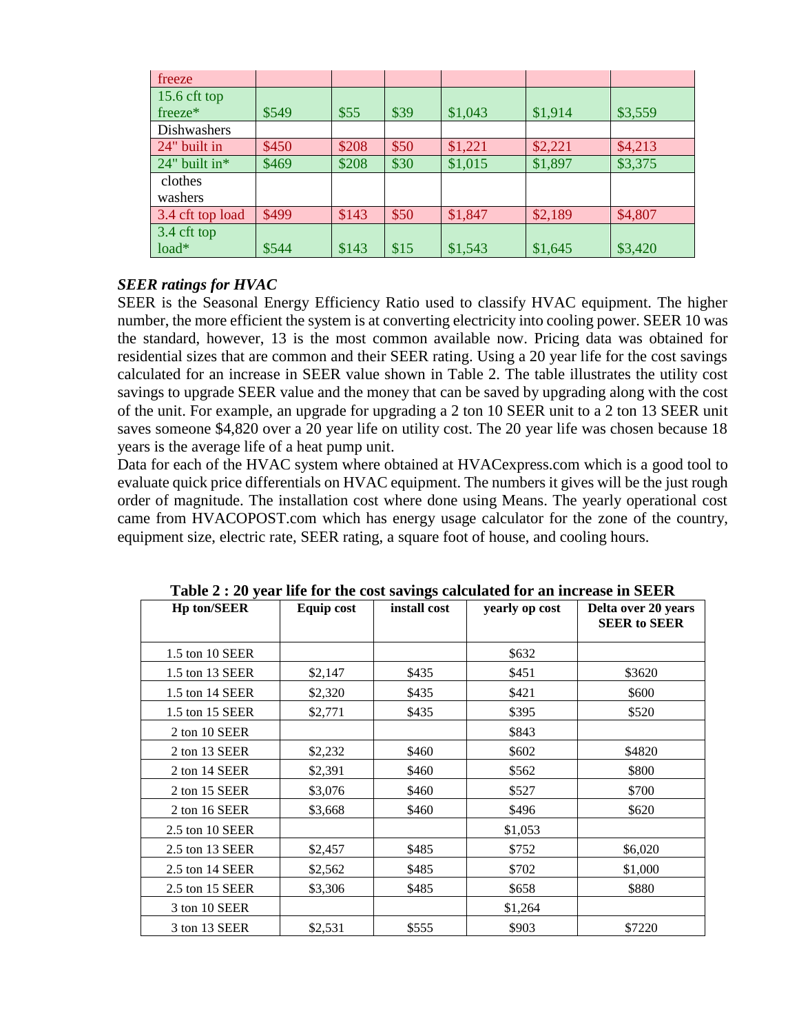| freeze | | | | | | |
|---|---|---|---|---|---|---|
| 15.6 cft top freeze* | $549 | $55 | $39 | $1,043 | $1,914 | $3,559 |
| Dishwashers | | | | | | |
| 24" built in | $450 | $208 | $50 | $1,221 | $2,221 | $4,213 |
| 24" built in* | $469 | $208 | $30 | $1,015 | $1,897 | $3,375 |
| clothes washers | | | | | | |
| 3.4 cft top load | $499 | $143 | $50 | $1,847 | $2,189 | $4,807 |
| 3.4 cft top load* | $544 | $143 | $15 | $1,543 | $1,645 | $3,420 |

***SEER ratings for HVAC***

SEER is the Seasonal Energy Efficiency Ratio used to classify HVAC equipment. The higher number, the more efficient the system is at converting electricity into cooling power. SEER 10 was the standard, however, 13 is the most common available now. Pricing data was obtained for residential sizes that are common and their SEER rating. Using a 20 year life for the cost savings calculated for an increase in SEER value shown in Table 2. The table illustrates the utility cost savings to upgrade SEER value and the money that can be saved by upgrading along with the cost of the unit. For example, an upgrade for upgrading a 2 ton 10 SEER unit to a 2 ton 13 SEER unit saves someone $4,820 over a 20 year life on utility cost. The 20 year life was chosen because 18 years is the average life of a heat pump unit.

Data for each of the HVAC system where obtained at HVACexpress.com which is a good tool to evaluate quick price differentials on HVAC equipment. The numbers it gives will be the just rough order of magnitude. The installation cost where done using Means. The yearly operational cost came from HVACOPOST.com which has energy usage calculator for the zone of the country, equipment size, electric rate, SEER rating, a square foot of house, and cooling hours.

**Table 2 : 20 year life for the cost savings calculated for an increase in SEER**

| Hp ton/SEER | Equip cost | install cost | yearly op cost | Delta over 20 years SEER to SEER |
|---|---|---|---|---|
| 1.5 ton 10 SEER | | | $632 | |
| 1.5 ton 13 SEER | $2,147 | $435 | $451 | $3620 |
| 1.5 ton 14 SEER | $2,320 | $435 | $421 | $600 |
| 1.5 ton 15 SEER | $2,771 | $435 | $395 | $520 |
| 2 ton 10 SEER | | | $843 | |
| 2 ton 13 SEER | $2,232 | $460 | $602 | $4820 |
| 2 ton 14 SEER | $2,391 | $460 | $562 | $800 |
| 2 ton 15 SEER | $3,076 | $460 | $527 | $700 |
| 2 ton 16 SEER | $3,668 | $460 | $496 | $620 |
| 2.5 ton 10 SEER | | | $1,053 | |
| 2.5 ton 13 SEER | $2,457 | $485 | $752 | $6,020 |
| 2.5 ton 14 SEER | $2,562 | $485 | $702 | $1,000 |
| 2.5 ton 15 SEER | $3,306 | $485 | $658 | $880 |
| 3 ton 10 SEER | | | $1,264 | |
| 3 ton 13 SEER | $2,531 | $555 | $903 | $7220 |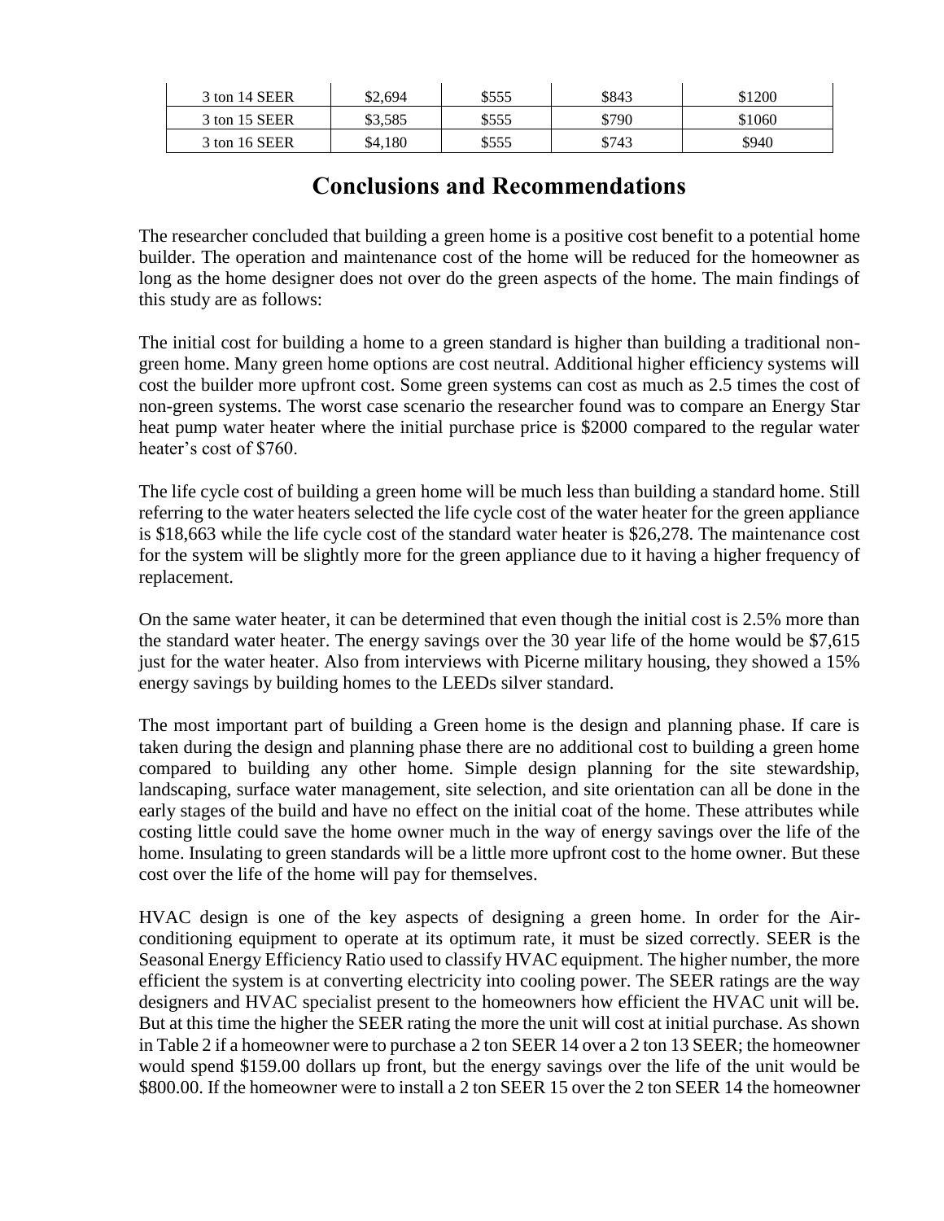| 3 ton 14 SEER | \$2,694 | \$555 | \$843 | \$1200 |
|---|---|---|---|---|
| 3 ton 15 SEER | \$3,585 | \$555 | \$790 | \$1060 |
| 3 ton 16 SEER | \$4,180 | \$555 | \$743 | \$940 |

## Conclusions and Recommendations

The researcher concluded that building a green home is a positive cost benefit to a potential home builder. The operation and maintenance cost of the home will be reduced for the homeowner as long as the home designer does not over do the green aspects of the home. The main findings of this study are as follows:

The initial cost for building a home to a green standard is higher than building a traditional non-green home. Many green home options are cost neutral. Additional higher efficiency systems will cost the builder more upfront cost. Some green systems can cost as much as 2.5 times the cost of non-green systems. The worst case scenario the researcher found was to compare an Energy Star heat pump water heater where the initial purchase price is \$2000 compared to the regular water heater's cost of \$760.

The life cycle cost of building a green home will be much less than building a standard home. Still referring to the water heaters selected the life cycle cost of the water heater for the green appliance is \$18,663 while the life cycle cost of the standard water heater is \$26,278. The maintenance cost for the system will be slightly more for the green appliance due to it having a higher frequency of replacement.

On the same water heater, it can be determined that even though the initial cost is 2.5% more than the standard water heater. The energy savings over the 30 year life of the home would be \$7,615 just for the water heater. Also from interviews with Picerne military housing, they showed a 15% energy savings by building homes to the LEEDs silver standard.

The most important part of building a Green home is the design and planning phase. If care is taken during the design and planning phase there are no additional cost to building a green home compared to building any other home. Simple design planning for the site stewardship, landscaping, surface water management, site selection, and site orientation can all be done in the early stages of the build and have no effect on the initial coat of the home. These attributes while costing little could save the home owner much in the way of energy savings over the life of the home. Insulating to green standards will be a little more upfront cost to the home owner. But these cost over the life of the home will pay for themselves.

HVAC design is one of the key aspects of designing a green home. In order for the Air-conditioning equipment to operate at its optimum rate, it must be sized correctly. SEER is the Seasonal Energy Efficiency Ratio used to classify HVAC equipment. The higher number, the more efficient the system is at converting electricity into cooling power. The SEER ratings are the way designers and HVAC specialist present to the homeowners how efficient the HVAC unit will be. But at this time the higher the SEER rating the more the unit will cost at initial purchase. As shown in Table 2 if a homeowner were to purchase a 2 ton SEER 14 over a 2 ton 13 SEER; the homeowner would spend \$159.00 dollars up front, but the energy savings over the life of the unit would be \$800.00. If the homeowner were to install a 2 ton SEER 15 over the 2 ton SEER 14 the homeowner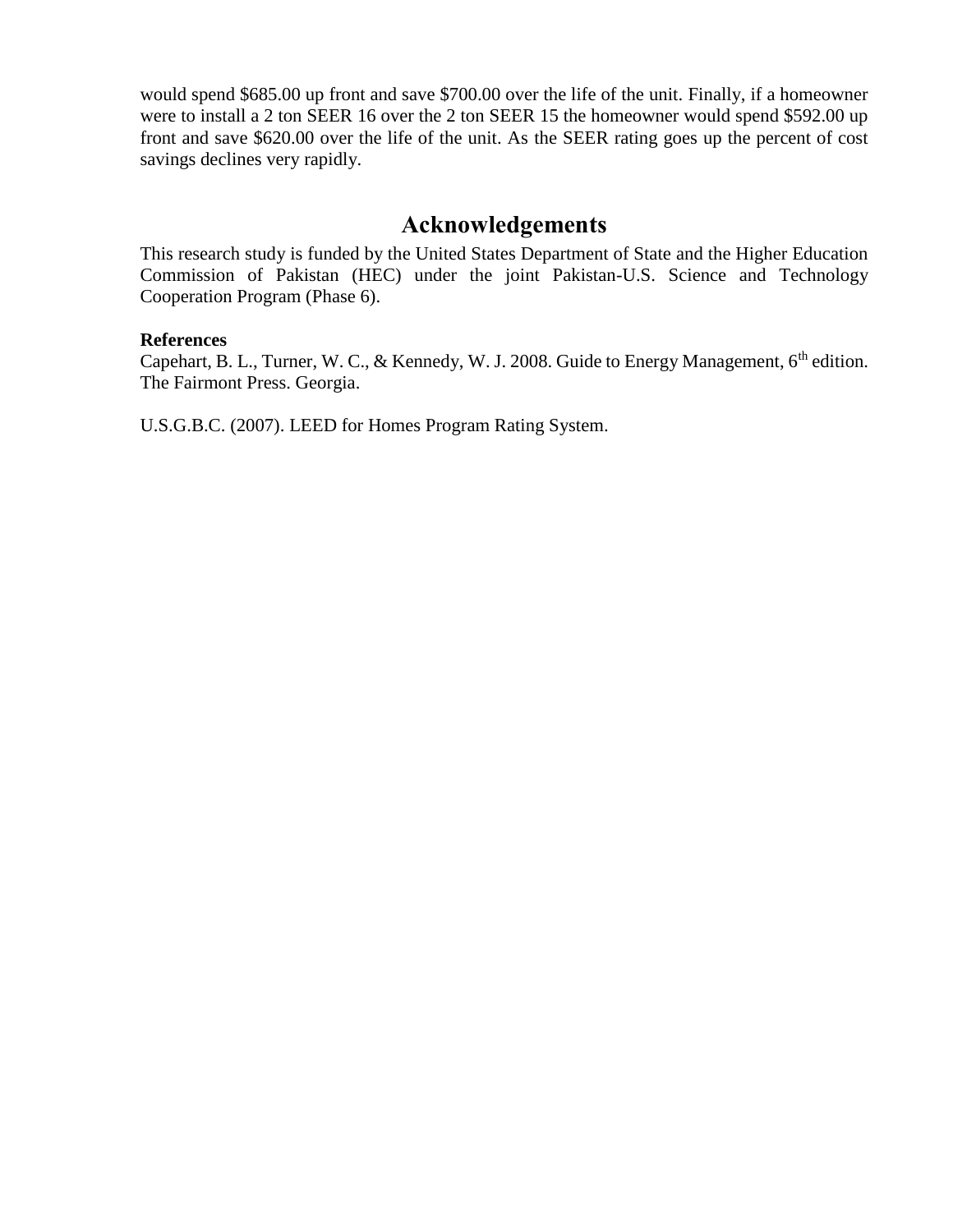would spend $685.00 up front and save $700.00 over the life of the unit. Finally, if a homeowner were to install a 2 ton SEER 16 over the 2 ton SEER 15 the homeowner would spend $592.00 up front and save $620.00 over the life of the unit. As the SEER rating goes up the percent of cost savings declines very rapidly.

## Acknowledgements

This research study is funded by the United States Department of State and the Higher Education Commission of Pakistan (HEC) under the joint Pakistan-U.S. Science and Technology Cooperation Program (Phase 6).

**References**

Capehart, B. L., Turner, W. C., & Kennedy, W. J. 2008. Guide to Energy Management, 6th edition. The Fairmont Press. Georgia.

U.S.G.B.C. (2007). LEED for Homes Program Rating System.